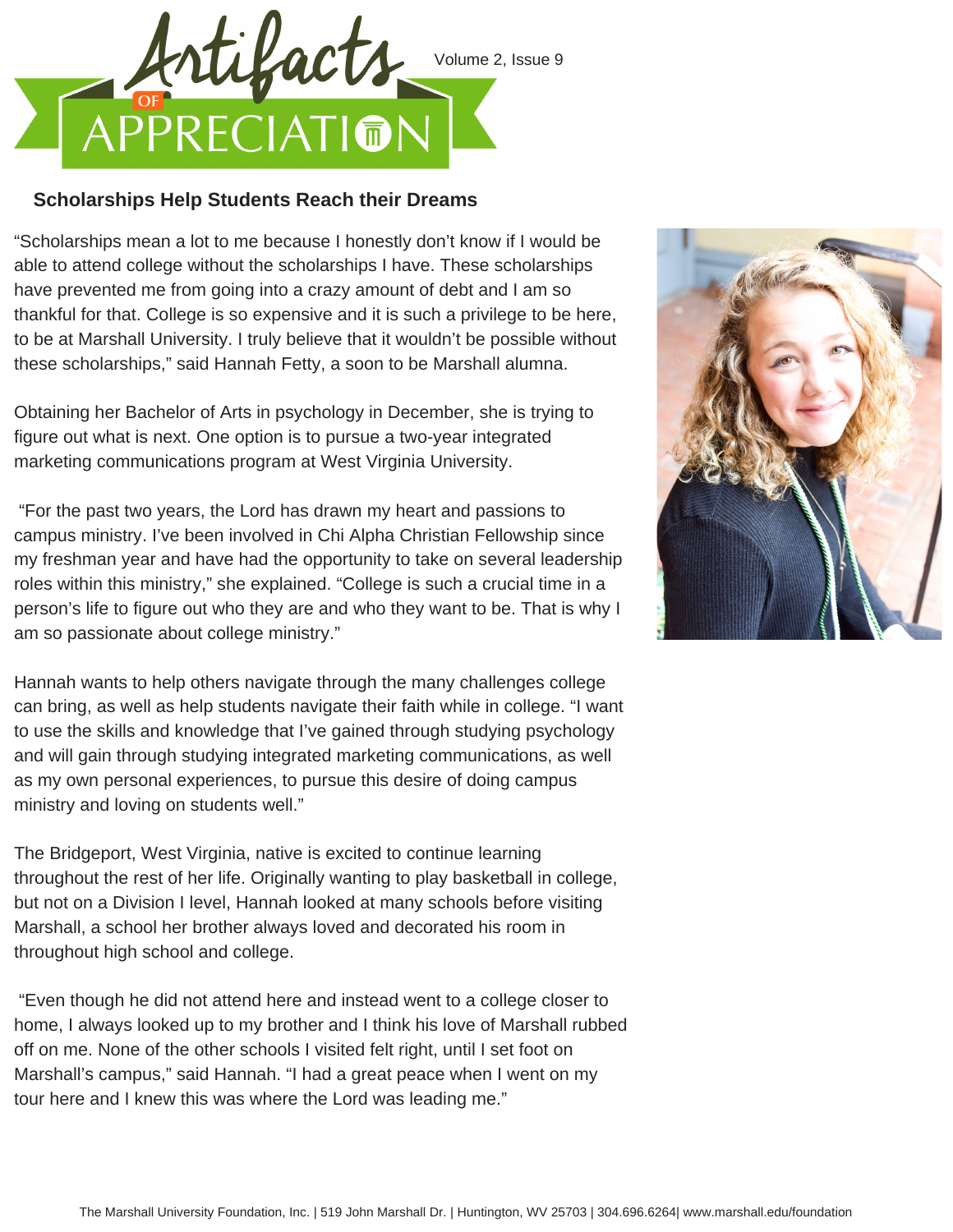# Artifacts of Appreciation

## Scholarships Help Students Reach their Dreams

"Scholarships mean a lot to me because I honestly don't know if I would be able to attend college without the scholarships I have. These scholarships have prevented me from going into a crazy amount of debt and I am so thankful for that. College is so expensive and it is such a privilege to be here, to be at Marshall University. I truly believe that it wouldn't be possible without these scholarships," said Hannah Fetty, a soon to be Marshall alumna.

Obtaining her Bachelor of Arts in psychology in December, she is trying to figure out what is next. One option is to pursue a two-year integrated marketing communications program at West Virginia University.

"For the past two years, the Lord has drawn my heart and passions to campus ministry. I've been involved in Chi Alpha Christian Fellowship since my freshman year and have had the opportunity to take on several leadership roles within this ministry," she explained. "College is such a crucial time in a person's life to figure out who they are and who they want to be. That is why I am so passionate about college ministry."

Hannah wants to help others navigate through the many challenges college can bring, as well as help students navigate their faith while in college. "I want to use the skills and knowledge that I've gained through studying psychology and will gain through studying integrated marketing communications, as well as my own personal experiences, to pursue this desire of doing campus ministry and loving on students well."

The Bridgeport, West Virginia, native is excited to continue learning throughout the rest of her life. Originally wanting to play basketball in college, but not on a Division I level, Hannah looked at many schools before visiting Marshall, a school her brother always loved and decorated his room in throughout high school and college.

"Even though he did not attend here and instead went to a college closer to home, I always looked up to my brother and I think his love of Marshall rubbed off on me. None of the other schools I visited felt right, until I set foot on Marshall's campus," said Hannah. "I had a great peace when I went on my tour here and I knew this was where the Lord was leading me."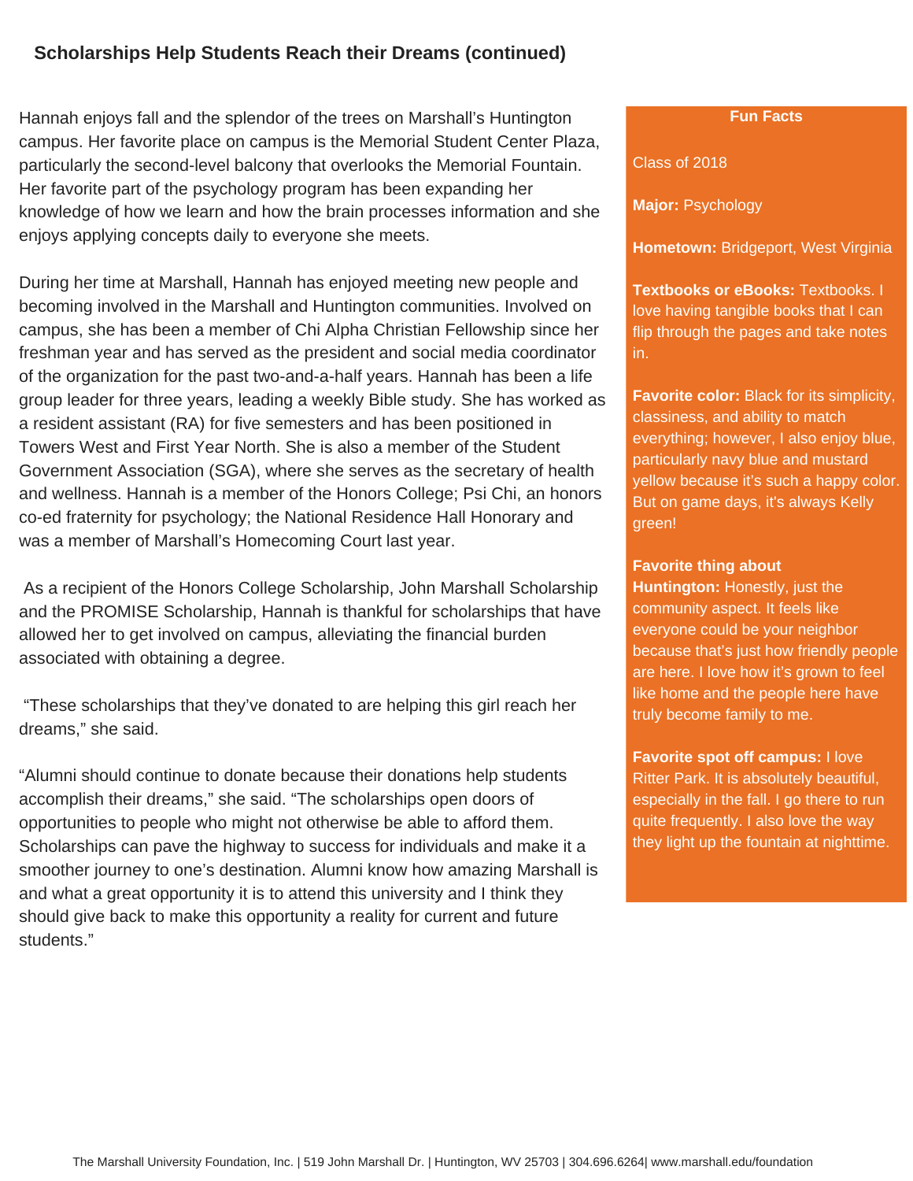## Scholarships Help Students Reach their Dreams (continued)

Hannah enjoys fall and the splendor of the trees on Marshall's Huntington campus. Her favorite place on campus is the Memorial Student Center Plaza, particularly the second-level balcony that overlooks the Memorial Fountain. Her favorite part of the psychology program has been expanding her knowledge of how we learn and how the brain processes information and she enjoys applying concepts daily to everyone she meets.

During her time at Marshall, Hannah has enjoyed meeting new people and becoming involved in the Marshall and Huntington communities. Involved on campus, she has been a member of Chi Alpha Christian Fellowship since her freshman year and has served as the president and social media coordinator of the organization for the past two-and-a-half years. Hannah has been a life group leader for three years, leading a weekly Bible study. She has worked as a resident assistant (RA) for five semesters and has been positioned in Towers West and First Year North. She is also a member of the Student Government Association (SGA), where she serves as the secretary of health and wellness. Hannah is a member of the Honors College; Psi Chi, an honors co-ed fraternity for psychology; the National Residence Hall Honorary and was a member of Marshall's Homecoming Court last year.

As a recipient of the Honors College Scholarship, John Marshall Scholarship and the PROMISE Scholarship, Hannah is thankful for scholarships that have allowed her to get involved on campus, alleviating the financial burden associated with obtaining a degree.

"These scholarships that they've donated to are helping this girl reach her dreams," she said.

"Alumni should continue to donate because their donations help students accomplish their dreams," she said. "The scholarships open doors of opportunities to people who might not otherwise be able to afford them. Scholarships can pave the highway to success for individuals and make it a smoother journey to one's destination. Alumni know how amazing Marshall is and what a great opportunity it is to attend this university and I think they should give back to make this opportunity a reality for current and future students."

### Fun Facts

Class of 2018

**Major:** Psychology

**Hometown:** Bridgeport, West Virginia

**Textbooks or eBooks:** Textbooks. I love having tangible books that I can flip through the pages and take notes in.

**Favorite color:** Black for its simplicity, classiness, and ability to match everything; however, I also enjoy blue, particularly navy blue and mustard yellow because it's such a happy color. But on game days, it's always Kelly green!

**Favorite thing about Huntington:** Honestly, just the community aspect. It feels like everyone could be your neighbor because that's just how friendly people are here. I love how it's grown to feel like home and the people here have truly become family to me.

**Favorite spot off campus:** I love Ritter Park. It is absolutely beautiful, especially in the fall. I go there to run quite frequently. I also love the way they light up the fountain at nighttime.

The Marshall University Foundation, Inc. | 519 John Marshall Dr. | Huntington, WV 25703 | 304.696.6264| www.marshall.edu/foundation